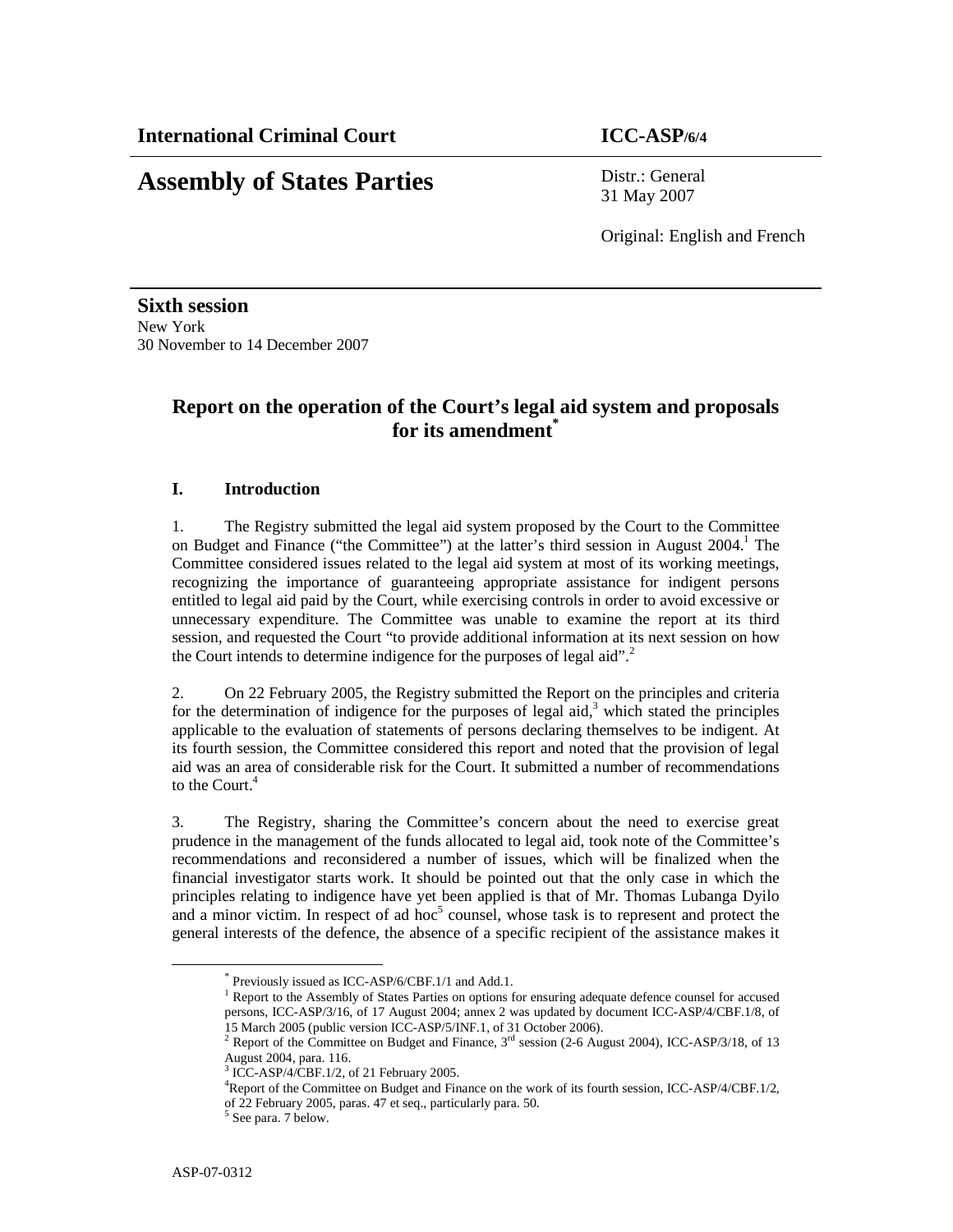**International Criminal Court** **ICC-ASP/6/4**

# Assembly of States Parties

Distr.: General
31 May 2007

Original: English and French

**Sixth session**
New York
30 November to 14 December 2007

## Report on the operation of the Court's legal aid system and proposals for its amendment[*]

### I. Introduction

1. The Registry submitted the legal aid system proposed by the Court to the Committee on Budget and Finance ("the Committee") at the latter's third session in August 2004.[1] The Committee considered issues related to the legal aid system at most of its working meetings, recognizing the importance of guaranteeing appropriate assistance for indigent persons entitled to legal aid paid by the Court, while exercising controls in order to avoid excessive or unnecessary expenditure. The Committee was unable to examine the report at its third session, and requested the Court "to provide additional information at its next session on how the Court intends to determine indigence for the purposes of legal aid".[2]

2. On 22 February 2005, the Registry submitted the Report on the principles and criteria for the determination of indigence for the purposes of legal aid,[3] which stated the principles applicable to the evaluation of statements of persons declaring themselves to be indigent. At its fourth session, the Committee considered this report and noted that the provision of legal aid was an area of considerable risk for the Court. It submitted a number of recommendations to the Court.[4]

3. The Registry, sharing the Committee's concern about the need to exercise great prudence in the management of the funds allocated to legal aid, took note of the Committee's recommendations and reconsidered a number of issues, which will be finalized when the financial investigator starts work. It should be pointed out that the only case in which the principles relating to indigence have yet been applied is that of Mr. Thomas Lubanga Dyilo and a minor victim. In respect of ad hoc[5] counsel, whose task is to represent and protect the general interests of the defence, the absence of a specific recipient of the assistance makes it

[*] Previously issued as ICC-ASP/6/CBF.1/1 and Add.1.

[1] Report to the Assembly of States Parties on options for ensuring adequate defence counsel for accused persons, ICC-ASP/3/16, of 17 August 2004; annex 2 was updated by document ICC-ASP/4/CBF.1/8, of 15 March 2005 (public version ICC-ASP/5/INF.1, of 31 October 2006).

[2] Report of the Committee on Budget and Finance, 3rd session (2-6 August 2004), ICC-ASP/3/18, of 13 August 2004, para. 116.

[3] ICC-ASP/4/CBF.1/2, of 21 February 2005.

[4] Report of the Committee on Budget and Finance on the work of its fourth session, ICC-ASP/4/CBF.1/2, of 22 February 2005, paras. 47 et seq., particularly para. 50.

[5] See para. 7 below.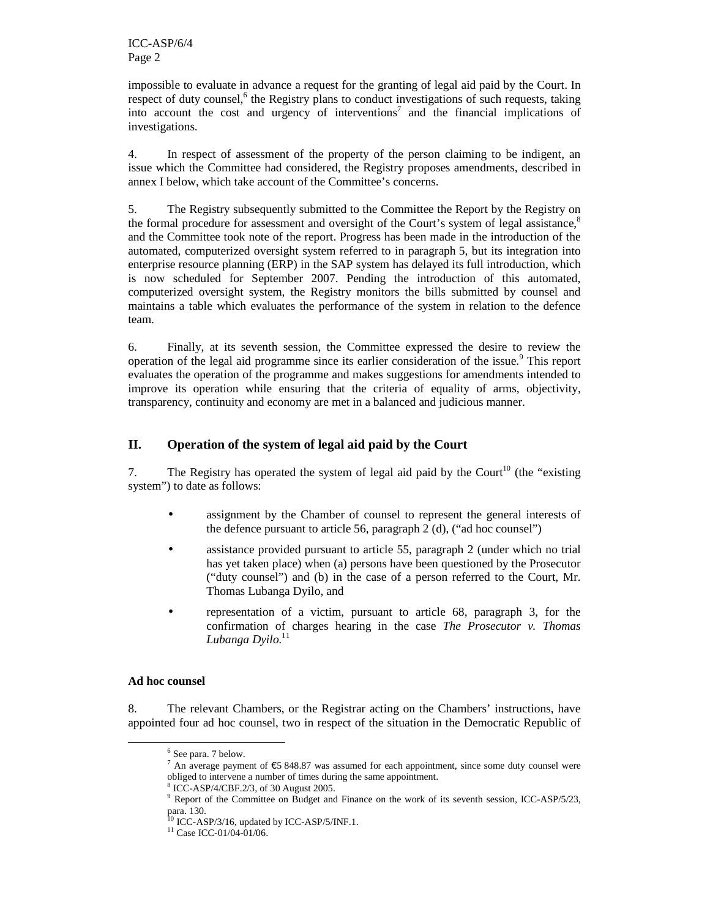impossible to evaluate in advance a request for the granting of legal aid paid by the Court. In respect of duty counsel,[6] the Registry plans to conduct investigations of such requests, taking into account the cost and urgency of interventions[7] and the financial implications of investigations.

4. In respect of assessment of the property of the person claiming to be indigent, an issue which the Committee had considered, the Registry proposes amendments, described in annex I below, which take account of the Committee's concerns.

5. The Registry subsequently submitted to the Committee the Report by the Registry on the formal procedure for assessment and oversight of the Court's system of legal assistance,[8] and the Committee took note of the report. Progress has been made in the introduction of the automated, computerized oversight system referred to in paragraph 5, but its integration into enterprise resource planning (ERP) in the SAP system has delayed its full introduction, which is now scheduled for September 2007. Pending the introduction of this automated, computerized oversight system, the Registry monitors the bills submitted by counsel and maintains a table which evaluates the performance of the system in relation to the defence team.

6. Finally, at its seventh session, the Committee expressed the desire to review the operation of the legal aid programme since its earlier consideration of the issue.[9] This report evaluates the operation of the programme and makes suggestions for amendments intended to improve its operation while ensuring that the criteria of equality of arms, objectivity, transparency, continuity and economy are met in a balanced and judicious manner.

## II. Operation of the system of legal aid paid by the Court

7. The Registry has operated the system of legal aid paid by the Court[10] (the "existing system") to date as follows:

- assignment by the Chamber of counsel to represent the general interests of the defence pursuant to article 56, paragraph 2 (d), ("ad hoc counsel")
- assistance provided pursuant to article 55, paragraph 2 (under which no trial has yet taken place) when (a) persons have been questioned by the Prosecutor ("duty counsel") and (b) in the case of a person referred to the Court, Mr. Thomas Lubanga Dyilo, and
- representation of a victim, pursuant to article 68, paragraph 3, for the confirmation of charges hearing in the case *The Prosecutor v. Thomas Lubanga Dyilo.*[11]

**Ad hoc counsel**

8. The relevant Chambers, or the Registrar acting on the Chambers' instructions, have appointed four ad hoc counsel, two in respect of the situation in the Democratic Republic of

---

[6] See para. 7 below.

[7] An average payment of €5 848.87 was assumed for each appointment, since some duty counsel were obliged to intervene a number of times during the same appointment.

[8] ICC-ASP/4/CBF.2/3, of 30 August 2005.

[9] Report of the Committee on Budget and Finance on the work of its seventh session, ICC-ASP/5/23, para. 130.

[10] ICC-ASP/3/16, updated by ICC-ASP/5/INF.1.

[11] Case ICC-01/04-01/06.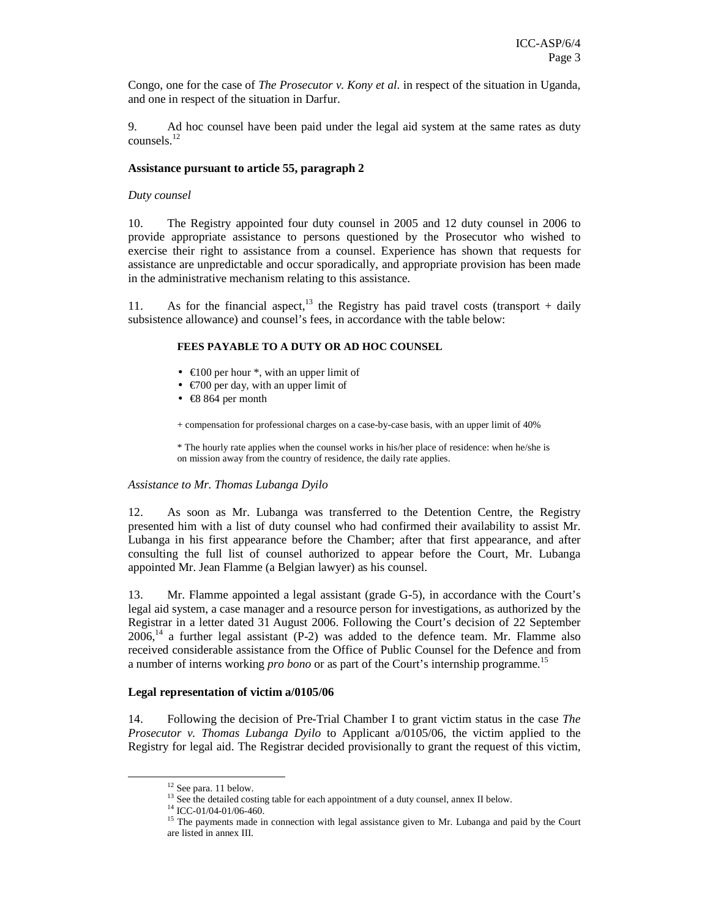Congo, one for the case of *The Prosecutor v. Kony et al.* in respect of the situation in Uganda, and one in respect of the situation in Darfur.

9. Ad hoc counsel have been paid under the legal aid system at the same rates as duty counsels.[12]

**Assistance pursuant to article 55, paragraph 2**

*Duty counsel*

10. The Registry appointed four duty counsel in 2005 and 12 duty counsel in 2006 to provide appropriate assistance to persons questioned by the Prosecutor who wished to exercise their right to assistance from a counsel. Experience has shown that requests for assistance are unpredictable and occur sporadically, and appropriate provision has been made in the administrative mechanism relating to this assistance.

11. As for the financial aspect,[13] the Registry has paid travel costs (transport + daily subsistence allowance) and counsel's fees, in accordance with the table below:

**FEES PAYABLE TO A DUTY OR AD HOC COUNSEL**

- €100 per hour *, with an upper limit of
- €700 per day, with an upper limit of
- €8 864 per month

+ compensation for professional charges on a case-by-case basis, with an upper limit of 40%

* The hourly rate applies when the counsel works in his/her place of residence: when he/she is on mission away from the country of residence, the daily rate applies.

*Assistance to Mr. Thomas Lubanga Dyilo*

12. As soon as Mr. Lubanga was transferred to the Detention Centre, the Registry presented him with a list of duty counsel who had confirmed their availability to assist Mr. Lubanga in his first appearance before the Chamber; after that first appearance, and after consulting the full list of counsel authorized to appear before the Court, Mr. Lubanga appointed Mr. Jean Flamme (a Belgian lawyer) as his counsel.

13. Mr. Flamme appointed a legal assistant (grade G-5), in accordance with the Court's legal aid system, a case manager and a resource person for investigations, as authorized by the Registrar in a letter dated 31 August 2006. Following the Court's decision of 22 September 2006,[14] a further legal assistant (P-2) was added to the defence team. Mr. Flamme also received considerable assistance from the Office of Public Counsel for the Defence and from a number of interns working *pro bono* or as part of the Court's internship programme.[15]

**Legal representation of victim a/0105/06**

14. Following the decision of Pre-Trial Chamber I to grant victim status in the case *The Prosecutor v. Thomas Lubanga Dyilo* to Applicant a/0105/06, the victim applied to the Registry for legal aid. The Registrar decided provisionally to grant the request of this victim,

---

[12] See para. 11 below.

[13] See the detailed costing table for each appointment of a duty counsel, annex II below.

[14] ICC-01/04-01/06-460.

[15] The payments made in connection with legal assistance given to Mr. Lubanga and paid by the Court are listed in annex III.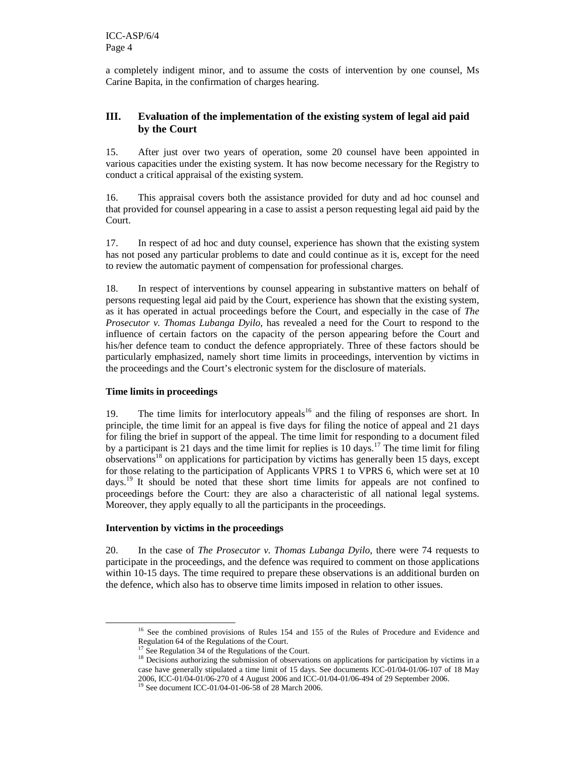a completely indigent minor, and to assume the costs of intervention by one counsel, Ms Carine Bapita, in the confirmation of charges hearing.

## III. Evaluation of the implementation of the existing system of legal aid paid by the Court

15. After just over two years of operation, some 20 counsel have been appointed in various capacities under the existing system. It has now become necessary for the Registry to conduct a critical appraisal of the existing system.

16. This appraisal covers both the assistance provided for duty and ad hoc counsel and that provided for counsel appearing in a case to assist a person requesting legal aid paid by the Court.

17. In respect of ad hoc and duty counsel, experience has shown that the existing system has not posed any particular problems to date and could continue as it is, except for the need to review the automatic payment of compensation for professional charges.

18. In respect of interventions by counsel appearing in substantive matters on behalf of persons requesting legal aid paid by the Court, experience has shown that the existing system, as it has operated in actual proceedings before the Court, and especially in the case of *The Prosecutor v. Thomas Lubanga Dyilo*, has revealed a need for the Court to respond to the influence of certain factors on the capacity of the person appearing before the Court and his/her defence team to conduct the defence appropriately. Three of these factors should be particularly emphasized, namely short time limits in proceedings, intervention by victims in the proceedings and the Court's electronic system for the disclosure of materials.

**Time limits in proceedings**

19. The time limits for interlocutory appeals[16] and the filing of responses are short. In principle, the time limit for an appeal is five days for filing the notice of appeal and 21 days for filing the brief in support of the appeal. The time limit for responding to a document filed by a participant is 21 days and the time limit for replies is 10 days.[17] The time limit for filing observations[18] on applications for participation by victims has generally been 15 days, except for those relating to the participation of Applicants VPRS 1 to VPRS 6, which were set at 10 days.[19] It should be noted that these short time limits for appeals are not confined to proceedings before the Court: they are also a characteristic of all national legal systems. Moreover, they apply equally to all the participants in the proceedings.

**Intervention by victims in the proceedings**

20. In the case of *The Prosecutor v. Thomas Lubanga Dyilo*, there were 74 requests to participate in the proceedings, and the defence was required to comment on those applications within 10-15 days. The time required to prepare these observations is an additional burden on the defence, which also has to observe time limits imposed in relation to other issues.

---

[16] See the combined provisions of Rules 154 and 155 of the Rules of Procedure and Evidence and Regulation 64 of the Regulations of the Court.

[17] See Regulation 34 of the Regulations of the Court.

[18] Decisions authorizing the submission of observations on applications for participation by victims in a case have generally stipulated a time limit of 15 days. See documents ICC-01/04-01/06-107 of 18 May 2006, ICC-01/04-01/06-270 of 4 August 2006 and ICC-01/04-01/06-494 of 29 September 2006.

[19] See document ICC-01/04-01-06-58 of 28 March 2006.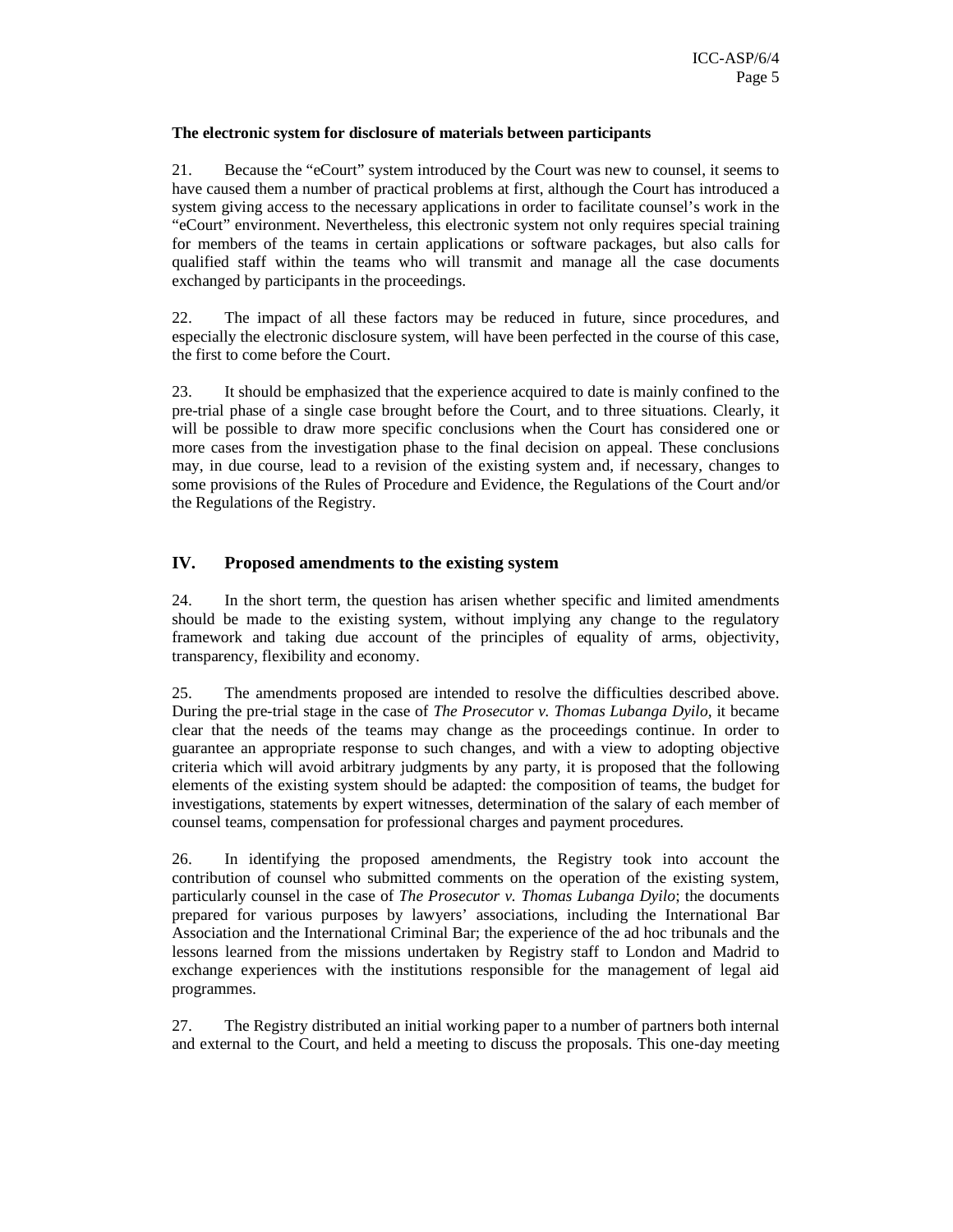**The electronic system for disclosure of materials between participants**

21. Because the "eCourt" system introduced by the Court was new to counsel, it seems to have caused them a number of practical problems at first, although the Court has introduced a system giving access to the necessary applications in order to facilitate counsel's work in the "eCourt" environment. Nevertheless, this electronic system not only requires special training for members of the teams in certain applications or software packages, but also calls for qualified staff within the teams who will transmit and manage all the case documents exchanged by participants in the proceedings.

22. The impact of all these factors may be reduced in future, since procedures, and especially the electronic disclosure system, will have been perfected in the course of this case, the first to come before the Court.

23. It should be emphasized that the experience acquired to date is mainly confined to the pre-trial phase of a single case brought before the Court, and to three situations. Clearly, it will be possible to draw more specific conclusions when the Court has considered one or more cases from the investigation phase to the final decision on appeal. These conclusions may, in due course, lead to a revision of the existing system and, if necessary, changes to some provisions of the Rules of Procedure and Evidence, the Regulations of the Court and/or the Regulations of the Registry.

## IV. Proposed amendments to the existing system

24. In the short term, the question has arisen whether specific and limited amendments should be made to the existing system, without implying any change to the regulatory framework and taking due account of the principles of equality of arms, objectivity, transparency, flexibility and economy.

25. The amendments proposed are intended to resolve the difficulties described above. During the pre-trial stage in the case of *The Prosecutor v. Thomas Lubanga Dyilo*, it became clear that the needs of the teams may change as the proceedings continue. In order to guarantee an appropriate response to such changes, and with a view to adopting objective criteria which will avoid arbitrary judgments by any party, it is proposed that the following elements of the existing system should be adapted: the composition of teams, the budget for investigations, statements by expert witnesses, determination of the salary of each member of counsel teams, compensation for professional charges and payment procedures.

26. In identifying the proposed amendments, the Registry took into account the contribution of counsel who submitted comments on the operation of the existing system, particularly counsel in the case of *The Prosecutor v. Thomas Lubanga Dyilo*; the documents prepared for various purposes by lawyers' associations, including the International Bar Association and the International Criminal Bar; the experience of the ad hoc tribunals and the lessons learned from the missions undertaken by Registry staff to London and Madrid to exchange experiences with the institutions responsible for the management of legal aid programmes.

27. The Registry distributed an initial working paper to a number of partners both internal and external to the Court, and held a meeting to discuss the proposals. This one-day meeting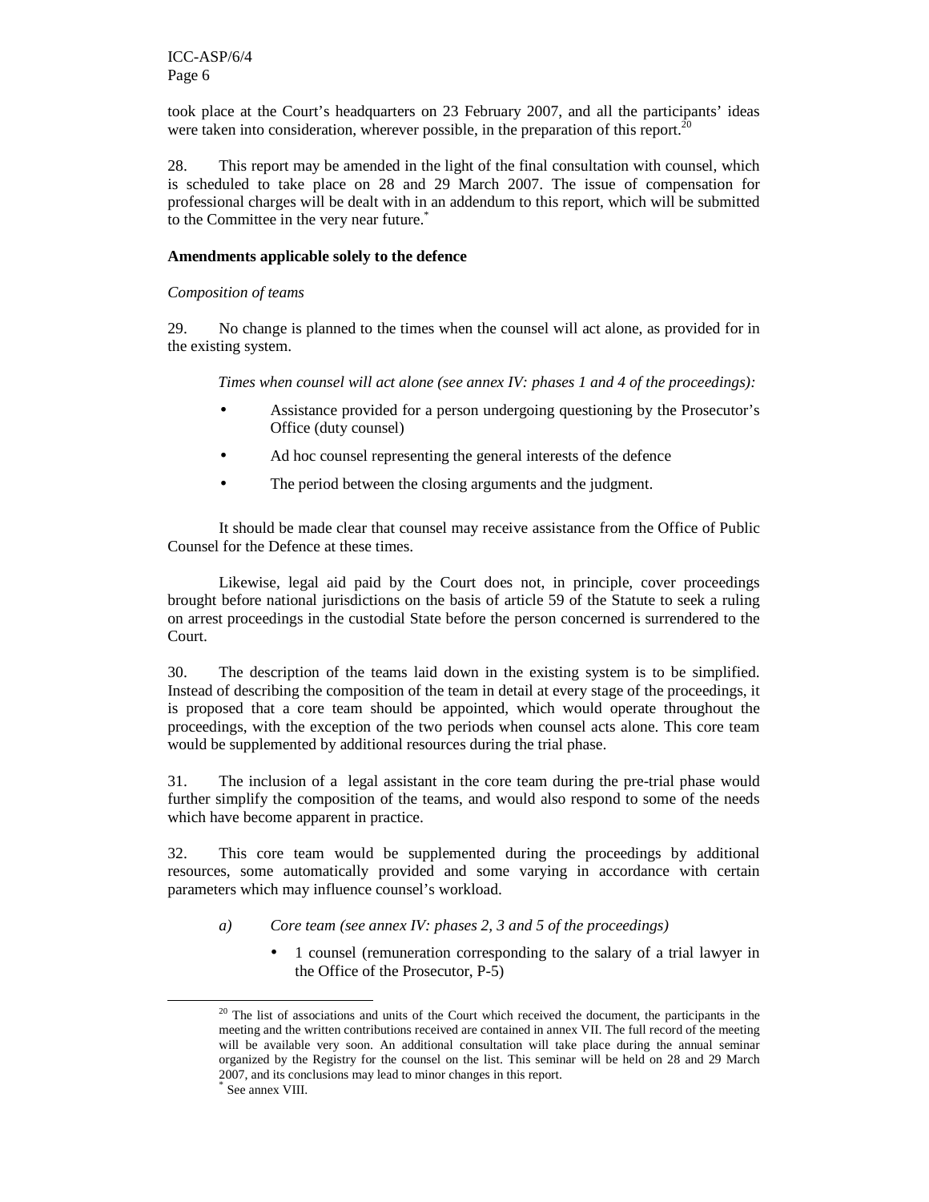took place at the Court's headquarters on 23 February 2007, and all the participants' ideas were taken into consideration, wherever possible, in the preparation of this report.[20]

28. This report may be amended in the light of the final consultation with counsel, which is scheduled to take place on 28 and 29 March 2007. The issue of compensation for professional charges will be dealt with in an addendum to this report, which will be submitted to the Committee in the very near future.[*]

**Amendments applicable solely to the defence**

*Composition of teams*

29. No change is planned to the times when the counsel will act alone, as provided for in the existing system.

*Times when counsel will act alone (see annex IV: phases 1 and 4 of the proceedings):*

- Assistance provided for a person undergoing questioning by the Prosecutor's Office (duty counsel)
- Ad hoc counsel representing the general interests of the defence
- The period between the closing arguments and the judgment.

It should be made clear that counsel may receive assistance from the Office of Public Counsel for the Defence at these times.

Likewise, legal aid paid by the Court does not, in principle, cover proceedings brought before national jurisdictions on the basis of article 59 of the Statute to seek a ruling on arrest proceedings in the custodial State before the person concerned is surrendered to the Court.

30. The description of the teams laid down in the existing system is to be simplified. Instead of describing the composition of the team in detail at every stage of the proceedings, it is proposed that a core team should be appointed, which would operate throughout the proceedings, with the exception of the two periods when counsel acts alone. This core team would be supplemented by additional resources during the trial phase.

31. The inclusion of a legal assistant in the core team during the pre-trial phase would further simplify the composition of the teams, and would also respond to some of the needs which have become apparent in practice.

32. This core team would be supplemented during the proceedings by additional resources, some automatically provided and some varying in accordance with certain parameters which may influence counsel's workload.

*a) Core team (see annex IV: phases 2, 3 and 5 of the proceedings)*

- 1 counsel (remuneration corresponding to the salary of a trial lawyer in the Office of the Prosecutor, P-5)

---

[20] The list of associations and units of the Court which received the document, the participants in the meeting and the written contributions received are contained in annex VII. The full record of the meeting will be available very soon. An additional consultation will take place during the annual seminar organized by the Registry for the counsel on the list. This seminar will be held on 28 and 29 March 2007, and its conclusions may lead to minor changes in this report.

[*] See annex VIII.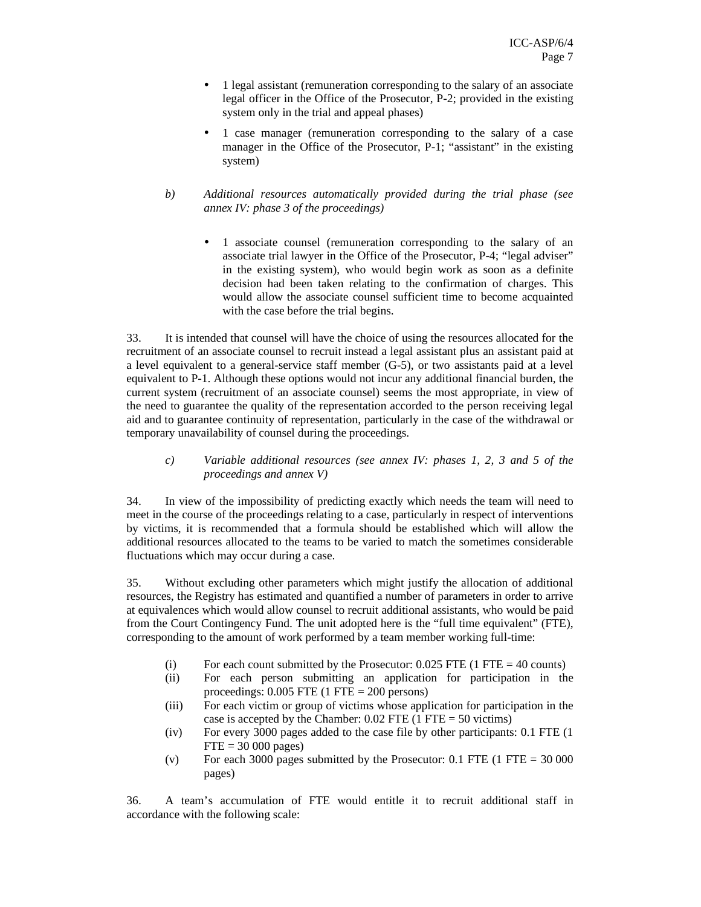- 1 legal assistant (remuneration corresponding to the salary of an associate legal officer in the Office of the Prosecutor, P-2; provided in the existing system only in the trial and appeal phases)
- 1 case manager (remuneration corresponding to the salary of a case manager in the Office of the Prosecutor, P-1; "assistant" in the existing system)

b) *Additional resources automatically provided during the trial phase (see annex IV: phase 3 of the proceedings)*

- 1 associate counsel (remuneration corresponding to the salary of an associate trial lawyer in the Office of the Prosecutor, P-4; "legal adviser" in the existing system), who would begin work as soon as a definite decision had been taken relating to the confirmation of charges. This would allow the associate counsel sufficient time to become acquainted with the case before the trial begins.

33. It is intended that counsel will have the choice of using the resources allocated for the recruitment of an associate counsel to recruit instead a legal assistant plus an assistant paid at a level equivalent to a general-service staff member (G-5), or two assistants paid at a level equivalent to P-1. Although these options would not incur any additional financial burden, the current system (recruitment of an associate counsel) seems the most appropriate, in view of the need to guarantee the quality of the representation accorded to the person receiving legal aid and to guarantee continuity of representation, particularly in the case of the withdrawal or temporary unavailability of counsel during the proceedings.

c) *Variable additional resources (see annex IV: phases 1, 2, 3 and 5 of the proceedings and annex V)*

34. In view of the impossibility of predicting exactly which needs the team will need to meet in the course of the proceedings relating to a case, particularly in respect of interventions by victims, it is recommended that a formula should be established which will allow the additional resources allocated to the teams to be varied to match the sometimes considerable fluctuations which may occur during a case.

35. Without excluding other parameters which might justify the allocation of additional resources, the Registry has estimated and quantified a number of parameters in order to arrive at equivalences which would allow counsel to recruit additional assistants, who would be paid from the Court Contingency Fund. The unit adopted here is the "full time equivalent" (FTE), corresponding to the amount of work performed by a team member working full-time:

(i) For each count submitted by the Prosecutor: 0.025 FTE (1 FTE = 40 counts)
(ii) For each person submitting an application for participation in the proceedings: 0.005 FTE (1 FTE = 200 persons)
(iii) For each victim or group of victims whose application for participation in the case is accepted by the Chamber: 0.02 FTE (1 FTE = 50 victims)
(iv) For every 3000 pages added to the case file by other participants: 0.1 FTE (1 FTE = 30 000 pages)
(v) For each 3000 pages submitted by the Prosecutor: 0.1 FTE (1 FTE = 30 000 pages)

36. A team's accumulation of FTE would entitle it to recruit additional staff in accordance with the following scale: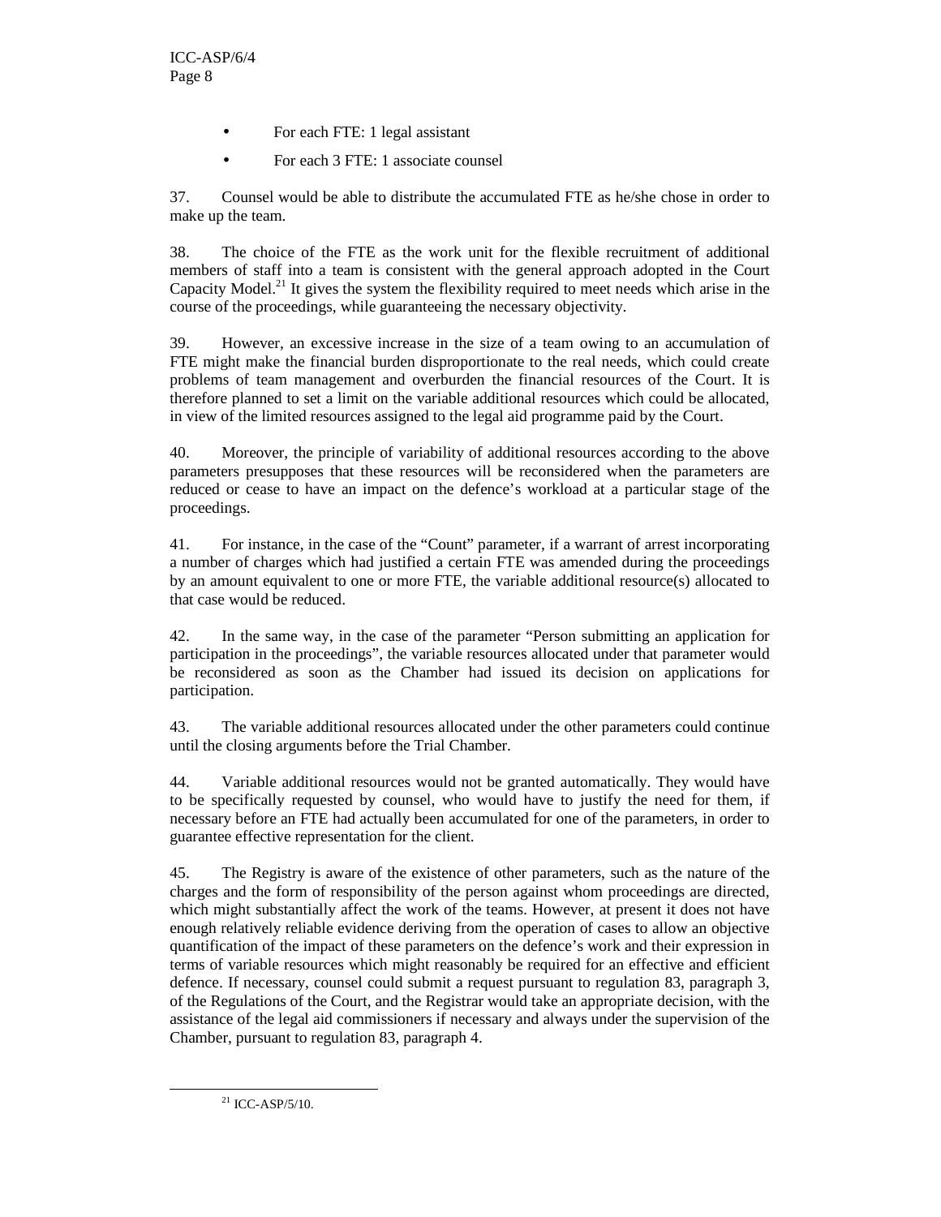- For each FTE: 1 legal assistant
- For each 3 FTE: 1 associate counsel

37. Counsel would be able to distribute the accumulated FTE as he/she chose in order to make up the team.

38. The choice of the FTE as the work unit for the flexible recruitment of additional members of staff into a team is consistent with the general approach adopted in the Court Capacity Model.[21] It gives the system the flexibility required to meet needs which arise in the course of the proceedings, while guaranteeing the necessary objectivity.

39. However, an excessive increase in the size of a team owing to an accumulation of FTE might make the financial burden disproportionate to the real needs, which could create problems of team management and overburden the financial resources of the Court. It is therefore planned to set a limit on the variable additional resources which could be allocated, in view of the limited resources assigned to the legal aid programme paid by the Court.

40. Moreover, the principle of variability of additional resources according to the above parameters presupposes that these resources will be reconsidered when the parameters are reduced or cease to have an impact on the defence's workload at a particular stage of the proceedings.

41. For instance, in the case of the "Count" parameter, if a warrant of arrest incorporating a number of charges which had justified a certain FTE was amended during the proceedings by an amount equivalent to one or more FTE, the variable additional resource(s) allocated to that case would be reduced.

42. In the same way, in the case of the parameter "Person submitting an application for participation in the proceedings", the variable resources allocated under that parameter would be reconsidered as soon as the Chamber had issued its decision on applications for participation.

43. The variable additional resources allocated under the other parameters could continue until the closing arguments before the Trial Chamber.

44. Variable additional resources would not be granted automatically. They would have to be specifically requested by counsel, who would have to justify the need for them, if necessary before an FTE had actually been accumulated for one of the parameters, in order to guarantee effective representation for the client.

45. The Registry is aware of the existence of other parameters, such as the nature of the charges and the form of responsibility of the person against whom proceedings are directed, which might substantially affect the work of the teams. However, at present it does not have enough relatively reliable evidence deriving from the operation of cases to allow an objective quantification of the impact of these parameters on the defence's work and their expression in terms of variable resources which might reasonably be required for an effective and efficient defence. If necessary, counsel could submit a request pursuant to regulation 83, paragraph 3, of the Regulations of the Court, and the Registrar would take an appropriate decision, with the assistance of the legal aid commissioners if necessary and always under the supervision of the Chamber, pursuant to regulation 83, paragraph 4.

[21] ICC-ASP/5/10.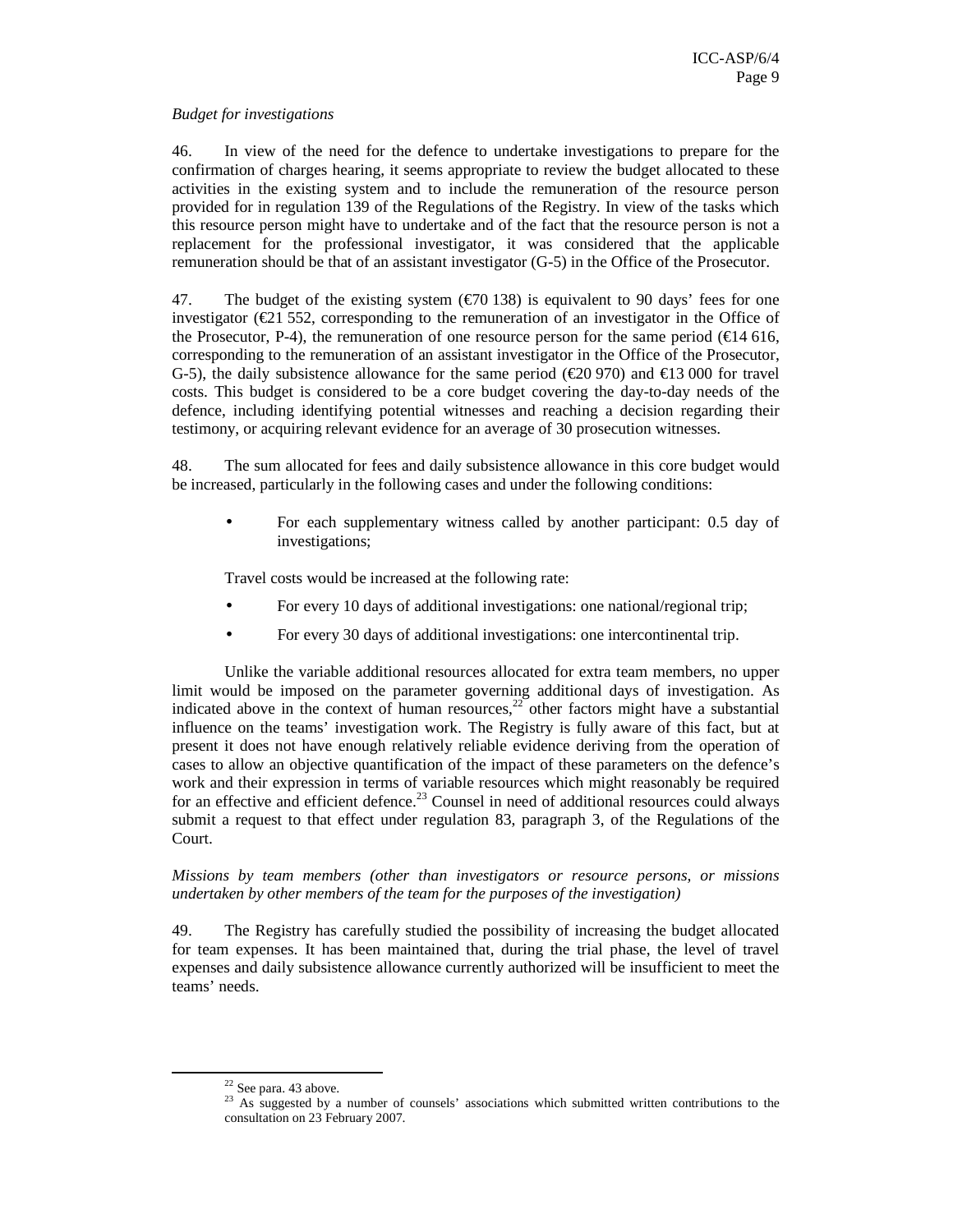*Budget for investigations*

46. In view of the need for the defence to undertake investigations to prepare for the confirmation of charges hearing, it seems appropriate to review the budget allocated to these activities in the existing system and to include the remuneration of the resource person provided for in regulation 139 of the Regulations of the Registry. In view of the tasks which this resource person might have to undertake and of the fact that the resource person is not a replacement for the professional investigator, it was considered that the applicable remuneration should be that of an assistant investigator (G-5) in the Office of the Prosecutor.

47. The budget of the existing system (€70 138) is equivalent to 90 days' fees for one investigator (€21 552, corresponding to the remuneration of an investigator in the Office of the Prosecutor, P-4), the remuneration of one resource person for the same period (€14 616, corresponding to the remuneration of an assistant investigator in the Office of the Prosecutor, G-5), the daily subsistence allowance for the same period (€20 970) and €13 000 for travel costs. This budget is considered to be a core budget covering the day-to-day needs of the defence, including identifying potential witnesses and reaching a decision regarding their testimony, or acquiring relevant evidence for an average of 30 prosecution witnesses.

48. The sum allocated for fees and daily subsistence allowance in this core budget would be increased, particularly in the following cases and under the following conditions:

- For each supplementary witness called by another participant: 0.5 day of investigations;

Travel costs would be increased at the following rate:

- For every 10 days of additional investigations: one national/regional trip;
- For every 30 days of additional investigations: one intercontinental trip.

Unlike the variable additional resources allocated for extra team members, no upper limit would be imposed on the parameter governing additional days of investigation. As indicated above in the context of human resources,[22] other factors might have a substantial influence on the teams' investigation work. The Registry is fully aware of this fact, but at present it does not have enough relatively reliable evidence deriving from the operation of cases to allow an objective quantification of the impact of these parameters on the defence's work and their expression in terms of variable resources which might reasonably be required for an effective and efficient defence.[23] Counsel in need of additional resources could always submit a request to that effect under regulation 83, paragraph 3, of the Regulations of the Court.

*Missions by team members (other than investigators or resource persons, or missions undertaken by other members of the team for the purposes of the investigation)*

49. The Registry has carefully studied the possibility of increasing the budget allocated for team expenses. It has been maintained that, during the trial phase, the level of travel expenses and daily subsistence allowance currently authorized will be insufficient to meet the teams' needs.

---

[22] See para. 43 above.

[23] As suggested by a number of counsels' associations which submitted written contributions to the consultation on 23 February 2007.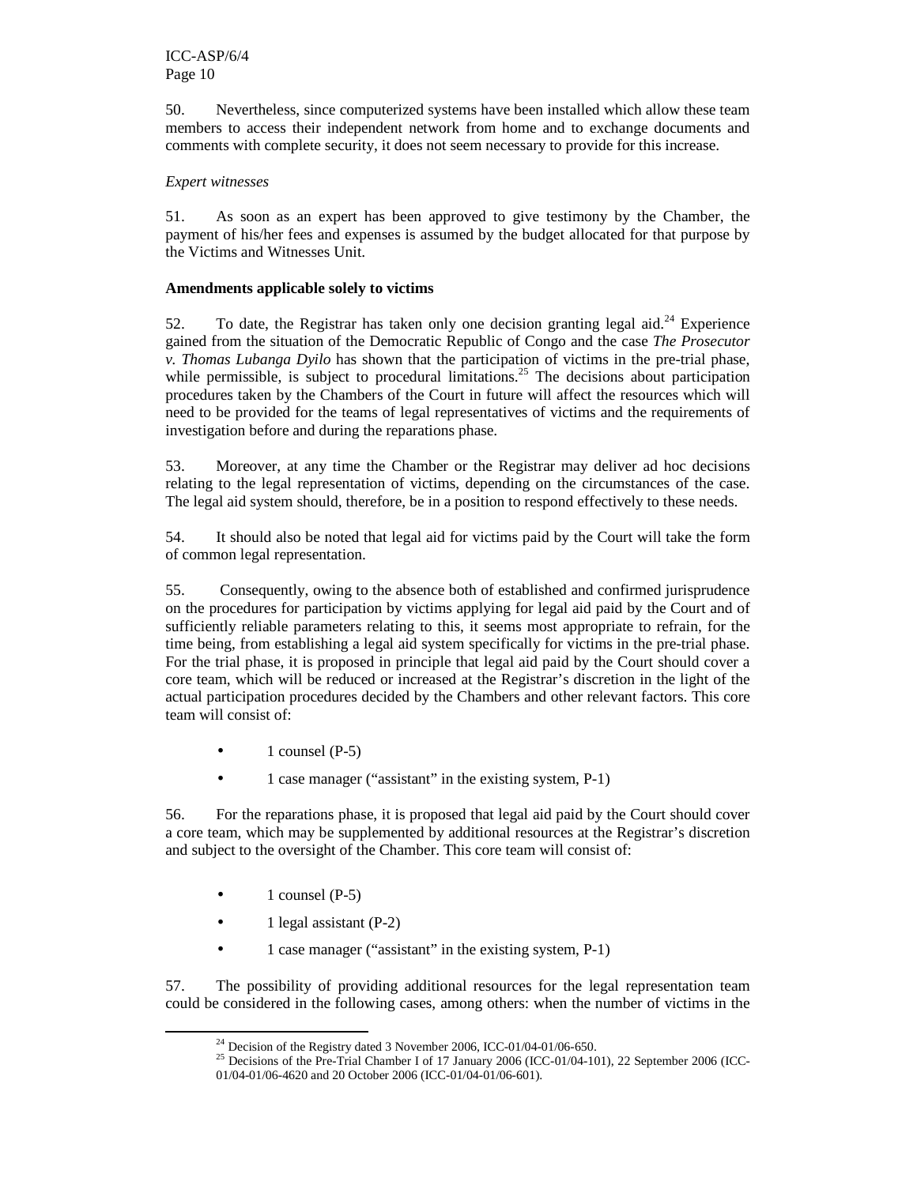50. Nevertheless, since computerized systems have been installed which allow these team members to access their independent network from home and to exchange documents and comments with complete security, it does not seem necessary to provide for this increase.

*Expert witnesses*

51. As soon as an expert has been approved to give testimony by the Chamber, the payment of his/her fees and expenses is assumed by the budget allocated for that purpose by the Victims and Witnesses Unit.

**Amendments applicable solely to victims**

52. To date, the Registrar has taken only one decision granting legal aid.[24] Experience gained from the situation of the Democratic Republic of Congo and the case *The Prosecutor v. Thomas Lubanga Dyilo* has shown that the participation of victims in the pre-trial phase, while permissible, is subject to procedural limitations.[25] The decisions about participation procedures taken by the Chambers of the Court in future will affect the resources which will need to be provided for the teams of legal representatives of victims and the requirements of investigation before and during the reparations phase.

53. Moreover, at any time the Chamber or the Registrar may deliver ad hoc decisions relating to the legal representation of victims, depending on the circumstances of the case. The legal aid system should, therefore, be in a position to respond effectively to these needs.

54. It should also be noted that legal aid for victims paid by the Court will take the form of common legal representation.

55. Consequently, owing to the absence both of established and confirmed jurisprudence on the procedures for participation by victims applying for legal aid paid by the Court and of sufficiently reliable parameters relating to this, it seems most appropriate to refrain, for the time being, from establishing a legal aid system specifically for victims in the pre-trial phase. For the trial phase, it is proposed in principle that legal aid paid by the Court should cover a core team, which will be reduced or increased at the Registrar's discretion in the light of the actual participation procedures decided by the Chambers and other relevant factors. This core team will consist of:

- 1 counsel (P-5)
- 1 case manager ("assistant" in the existing system, P-1)

56. For the reparations phase, it is proposed that legal aid paid by the Court should cover a core team, which may be supplemented by additional resources at the Registrar's discretion and subject to the oversight of the Chamber. This core team will consist of:

- 1 counsel (P-5)
- 1 legal assistant (P-2)
- 1 case manager ("assistant" in the existing system, P-1)

57. The possibility of providing additional resources for the legal representation team could be considered in the following cases, among others: when the number of victims in the

---

[24] Decision of the Registry dated 3 November 2006, ICC-01/04-01/06-650.

[25] Decisions of the Pre-Trial Chamber I of 17 January 2006 (ICC-01/04-101), 22 September 2006 (ICC-01/04-01/06-4620 and 20 October 2006 (ICC-01/04-01/06-601).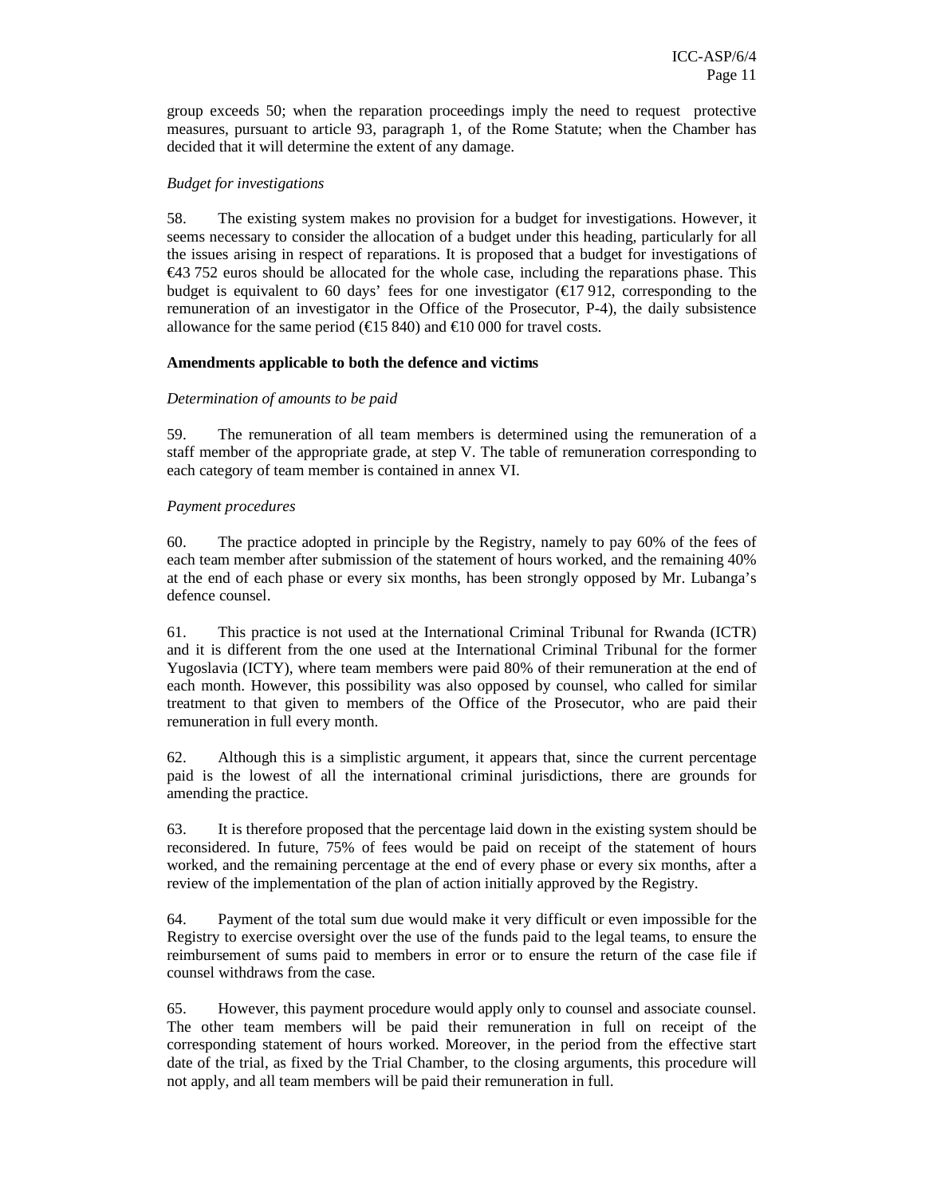group exceeds 50; when the reparation proceedings imply the need to request protective measures, pursuant to article 93, paragraph 1, of the Rome Statute; when the Chamber has decided that it will determine the extent of any damage.

*Budget for investigations*

58. The existing system makes no provision for a budget for investigations. However, it seems necessary to consider the allocation of a budget under this heading, particularly for all the issues arising in respect of reparations. It is proposed that a budget for investigations of €43 752 euros should be allocated for the whole case, including the reparations phase. This budget is equivalent to 60 days' fees for one investigator (€17 912, corresponding to the remuneration of an investigator in the Office of the Prosecutor, P-4), the daily subsistence allowance for the same period (€15 840) and €10 000 for travel costs.

**Amendments applicable to both the defence and victims**

*Determination of amounts to be paid*

59. The remuneration of all team members is determined using the remuneration of a staff member of the appropriate grade, at step V. The table of remuneration corresponding to each category of team member is contained in annex VI.

*Payment procedures*

60. The practice adopted in principle by the Registry, namely to pay 60% of the fees of each team member after submission of the statement of hours worked, and the remaining 40% at the end of each phase or every six months, has been strongly opposed by Mr. Lubanga's defence counsel.

61. This practice is not used at the International Criminal Tribunal for Rwanda (ICTR) and it is different from the one used at the International Criminal Tribunal for the former Yugoslavia (ICTY), where team members were paid 80% of their remuneration at the end of each month. However, this possibility was also opposed by counsel, who called for similar treatment to that given to members of the Office of the Prosecutor, who are paid their remuneration in full every month.

62. Although this is a simplistic argument, it appears that, since the current percentage paid is the lowest of all the international criminal jurisdictions, there are grounds for amending the practice.

63. It is therefore proposed that the percentage laid down in the existing system should be reconsidered. In future, 75% of fees would be paid on receipt of the statement of hours worked, and the remaining percentage at the end of every phase or every six months, after a review of the implementation of the plan of action initially approved by the Registry.

64. Payment of the total sum due would make it very difficult or even impossible for the Registry to exercise oversight over the use of the funds paid to the legal teams, to ensure the reimbursement of sums paid to members in error or to ensure the return of the case file if counsel withdraws from the case.

65. However, this payment procedure would apply only to counsel and associate counsel. The other team members will be paid their remuneration in full on receipt of the corresponding statement of hours worked. Moreover, in the period from the effective start date of the trial, as fixed by the Trial Chamber, to the closing arguments, this procedure will not apply, and all team members will be paid their remuneration in full.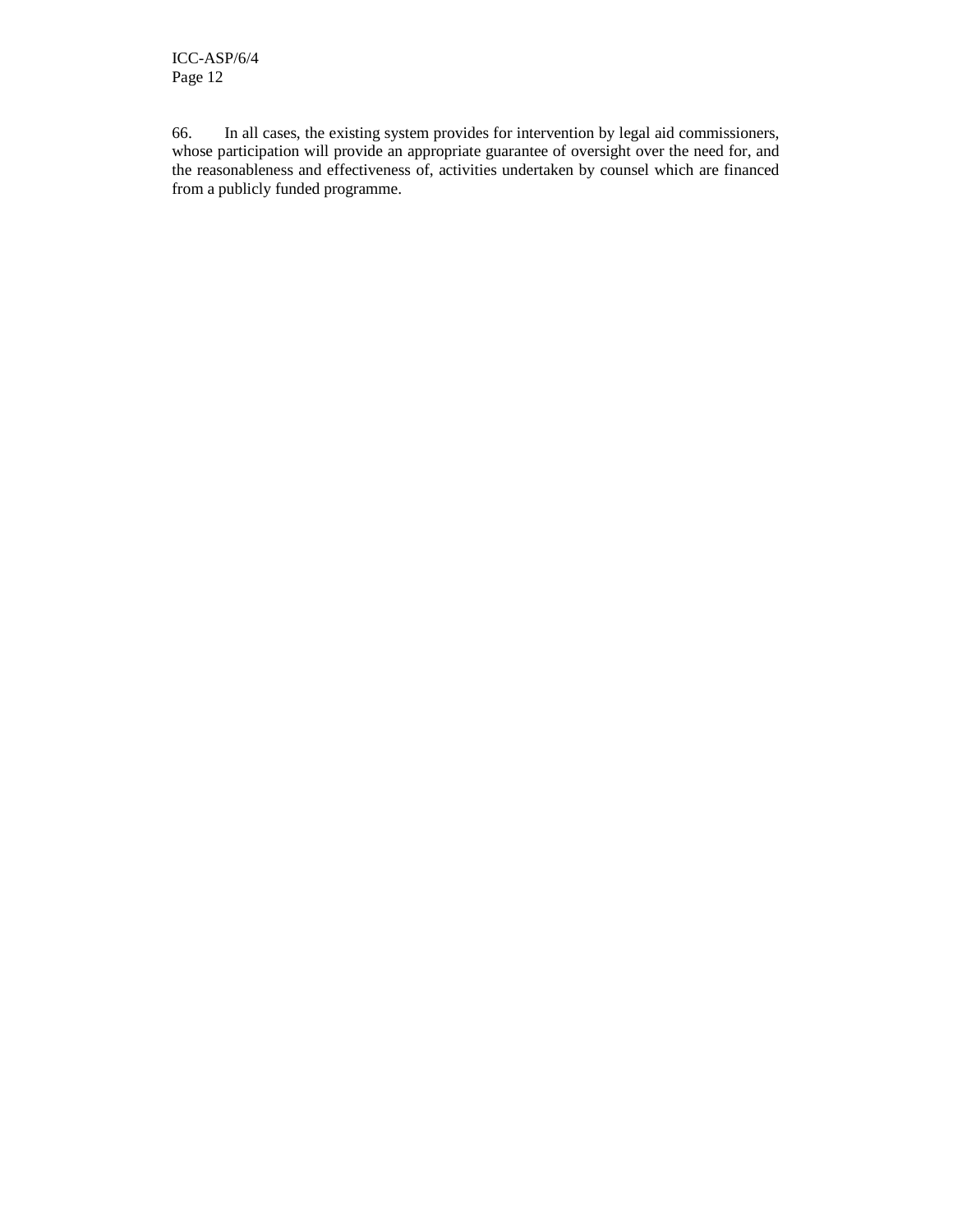66. In all cases, the existing system provides for intervention by legal aid commissioners, whose participation will provide an appropriate guarantee of oversight over the need for, and the reasonableness and effectiveness of, activities undertaken by counsel which are financed from a publicly funded programme.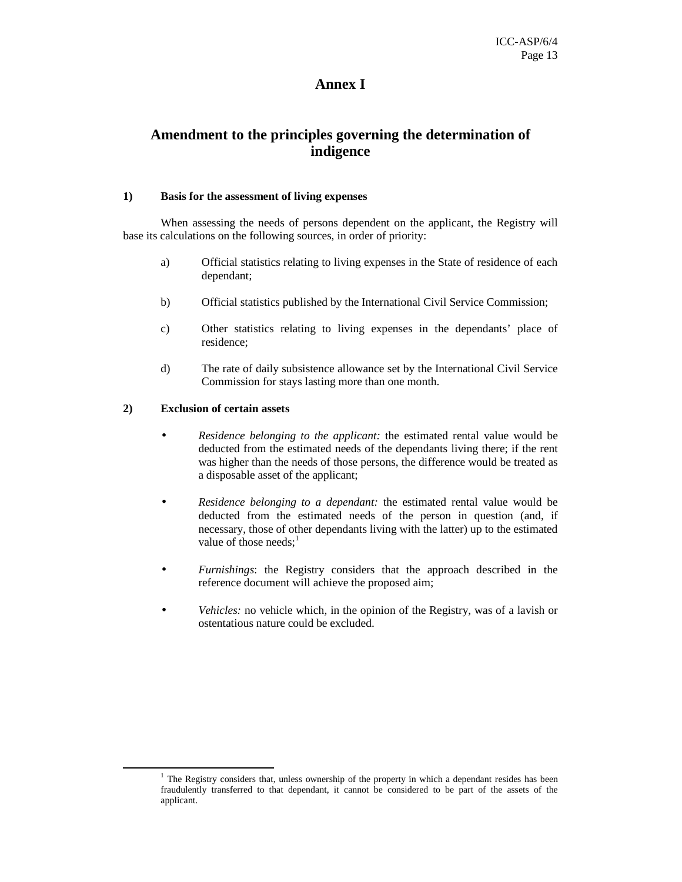# Annex I

## Amendment to the principles governing the determination of indigence

### 1) Basis for the assessment of living expenses

When assessing the needs of persons dependent on the applicant, the Registry will base its calculations on the following sources, in order of priority:

a) Official statistics relating to living expenses in the State of residence of each dependant;

b) Official statistics published by the International Civil Service Commission;

c) Other statistics relating to living expenses in the dependants' place of residence;

d) The rate of daily subsistence allowance set by the International Civil Service Commission for stays lasting more than one month.

### 2) Exclusion of certain assets

- *Residence belonging to the applicant:* the estimated rental value would be deducted from the estimated needs of the dependants living there; if the rent was higher than the needs of those persons, the difference would be treated as a disposable asset of the applicant;

- *Residence belonging to a dependant:* the estimated rental value would be deducted from the estimated needs of the person in question (and, if necessary, those of other dependants living with the latter) up to the estimated value of those needs;[1]

- *Furnishings*: the Registry considers that the approach described in the reference document will achieve the proposed aim;

- *Vehicles:* no vehicle which, in the opinion of the Registry, was of a lavish or ostentatious nature could be excluded.

---

[1] The Registry considers that, unless ownership of the property in which a dependant resides has been fraudulently transferred to that dependant, it cannot be considered to be part of the assets of the applicant.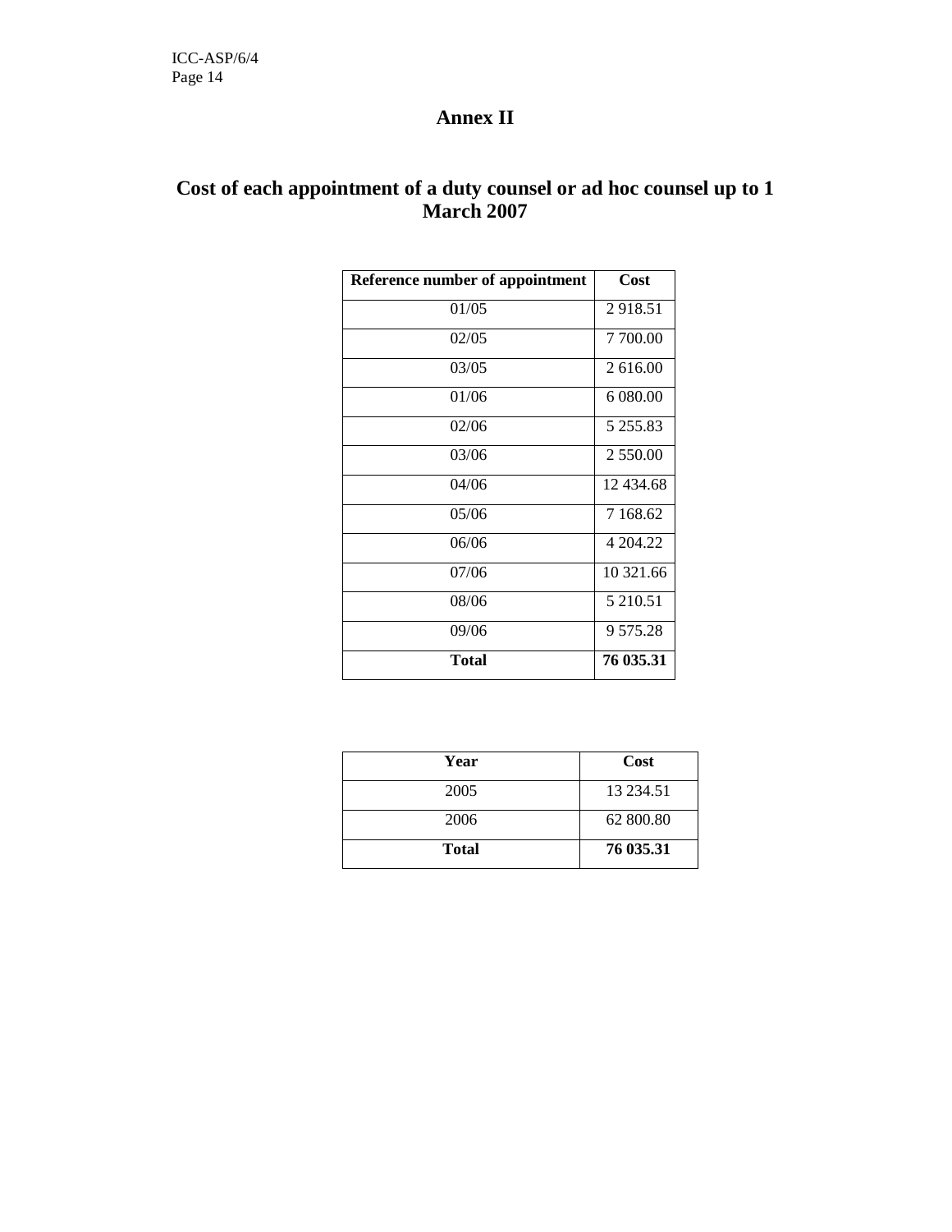# Annex II

## Cost of each appointment of a duty counsel or ad hoc counsel up to 1 March 2007

| Reference number of appointment | Cost |
|---|---|
| 01/05 | 2 918.51 |
| 02/05 | 7 700.00 |
| 03/05 | 2 616.00 |
| 01/06 | 6 080.00 |
| 02/06 | 5 255.83 |
| 03/06 | 2 550.00 |
| 04/06 | 12 434.68 |
| 05/06 | 7 168.62 |
| 06/06 | 4 204.22 |
| 07/06 | 10 321.66 |
| 08/06 | 5 210.51 |
| 09/06 | 9 575.28 |
| **Total** | **76 035.31** |

| Year | Cost |
|---|---|
| 2005 | 13 234.51 |
| 2006 | 62 800.80 |
| **Total** | **76 035.31** |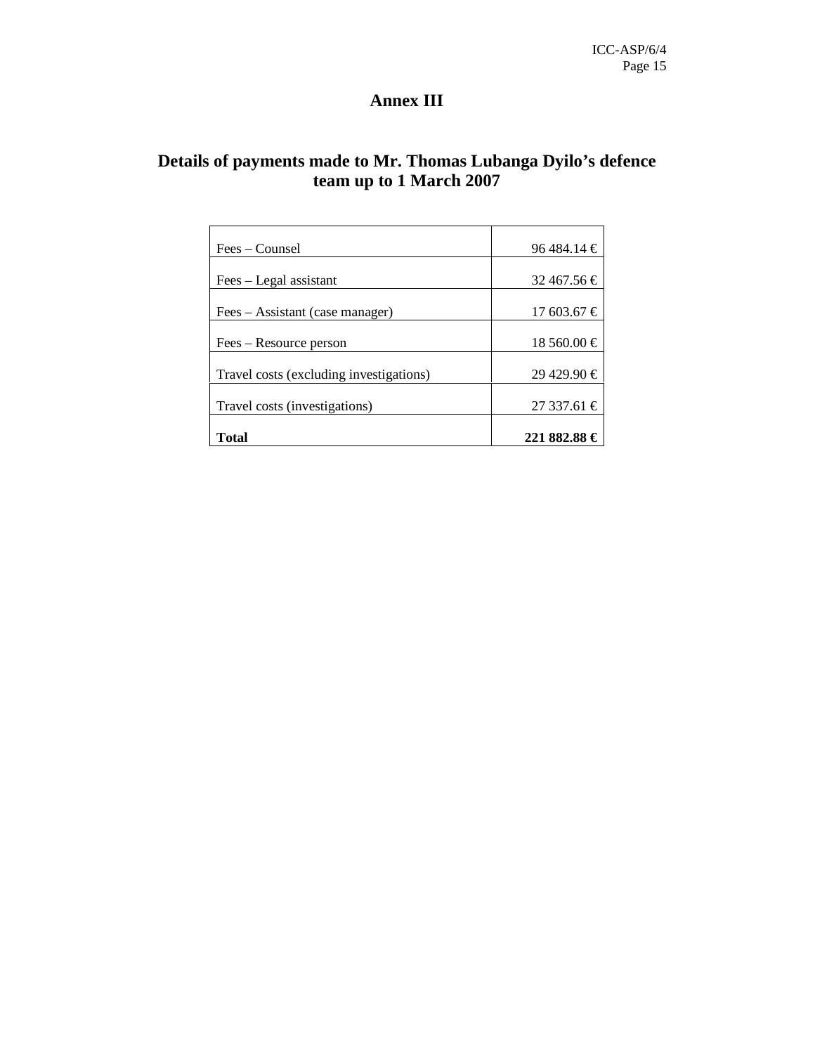# Annex III

## Details of payments made to Mr. Thomas Lubanga Dyilo's defence team up to 1 March 2007

| | |
|---|---:|
| Fees – Counsel | 96 484.14 € |
| Fees – Legal assistant | 32 467.56 € |
| Fees – Assistant (case manager) | 17 603.67 € |
| Fees – Resource person | 18 560.00 € |
| Travel costs (excluding investigations) | 29 429.90 € |
| Travel costs (investigations) | 27 337.61 € |
| **Total** | **221 882.88 €** |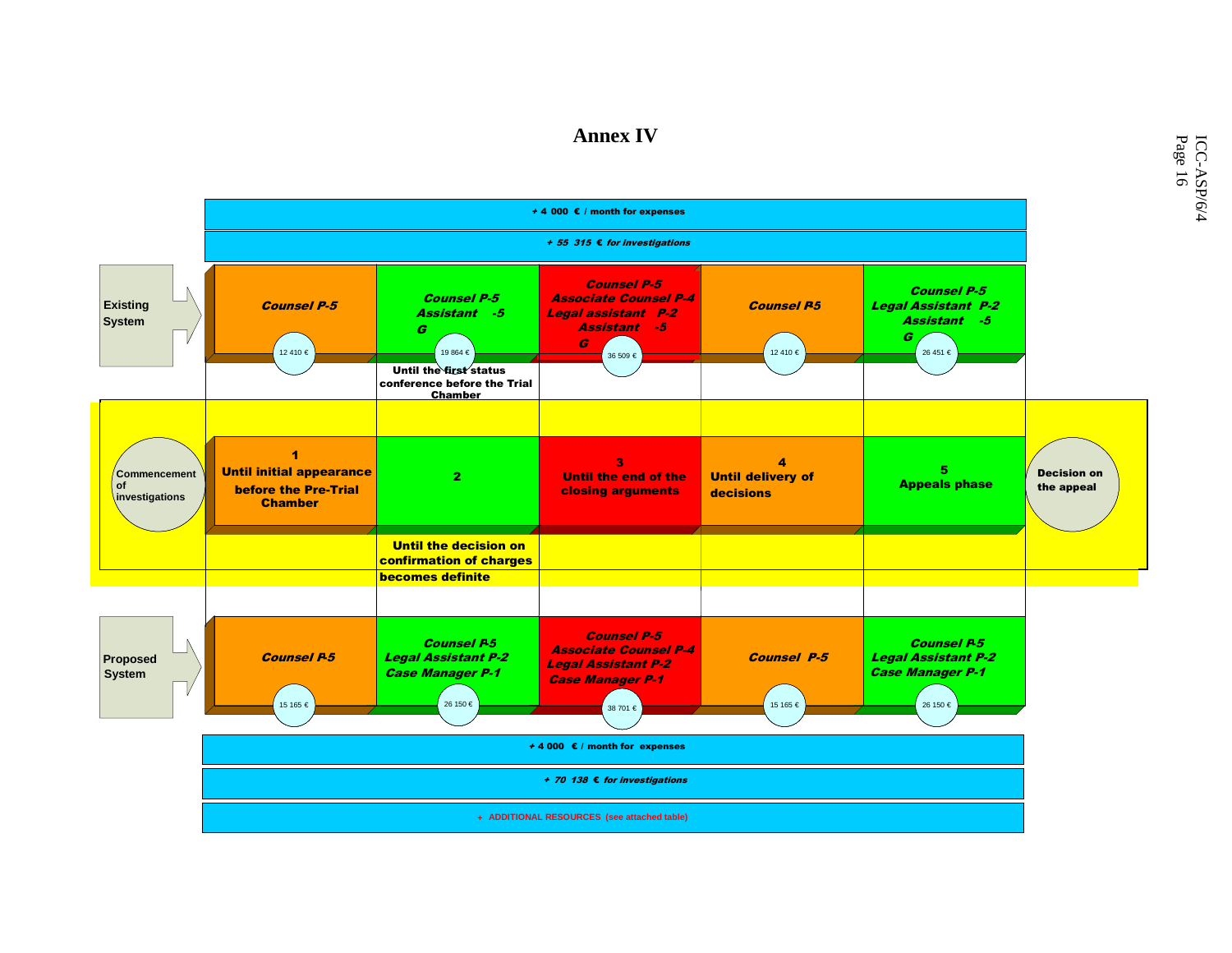# Annex IV

| | Phase 1 | Phase 2 | Phase 3 | Phase 4 | Phase 5 | |
|---|---|---|---|---|---|---|
| | + 4 000 € / month for expenses | | | | | |
| | *+ 55 315 € for investigations* | | | | | |
| **Existing System** | *Counsel P-5* (12 410 €) | *Counsel P-5, Assistant G-5* (19 864 €) Until the first status conference before the Trial Chamber | *Counsel P-5, Associate Counsel P-4, Legal assistant P-2, Assistant G-5* (36 509 €) | *Counsel P-5* (12 410 €) | *Counsel P-5, Legal Assistant P-2, Assistant G-5* (26 451 €) | |
| **Commencement of investigations** | **1 Until initial appearance before the Pre-Trial Chamber** | **2** Until the decision on confirmation of charges becomes definite | **3 Until the end of the closing arguments** | **4 Until delivery of decisions** | **5 Appeals phase** | **Decision on the appeal** |
| **Proposed System** | *Counsel P-5* (15 165 €) | *Counsel P-5, Legal Assistant P-2, Case Manager P-1* (26 150 €) | *Counsel P-5, Associate Counsel P-4, Legal Assistant P-2, Case Manager P-1* (38 701 €) | *Counsel P-5* (15 165 €) | *Counsel P-5, Legal Assistant P-2, Case Manager P-1* (26 150 €) | |
| | + 4 000 € / month for expenses | | | | | |
| | *+ 70 138 € for investigations* | | | | | |
| | + ADDITIONAL RESOURCES (see attached table) | | | | | |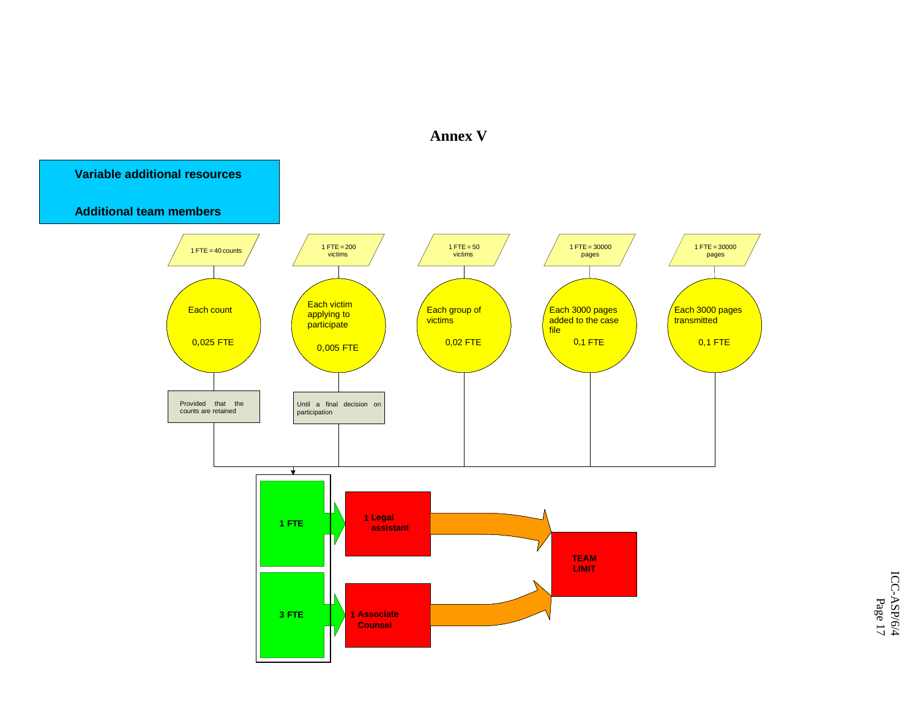# Annex V

**Variable additional resources**

**Additional team members**

| 1 FTE = 40 counts | 1 FTE = 200 victims | 1 FTE = 50 victims | 1 FTE = 30000 pages | 1 FTE = 30000 pages |
|---|---|---|---|---|
| Each count 0,025 FTE | Each victim applying to participate 0,005 FTE | Each group of victims 0,02 FTE | Each 3000 pages added to the case file 0,1 FTE | Each 3000 pages transmitted 0,1 FTE |
| Provided that the counts are retained | Until a final decision on participation | | | |

- 1 FTE → 1 Legal assistant → TEAM LIMIT
- 3 FTE → 1 Associate Counsel → TEAM LIMIT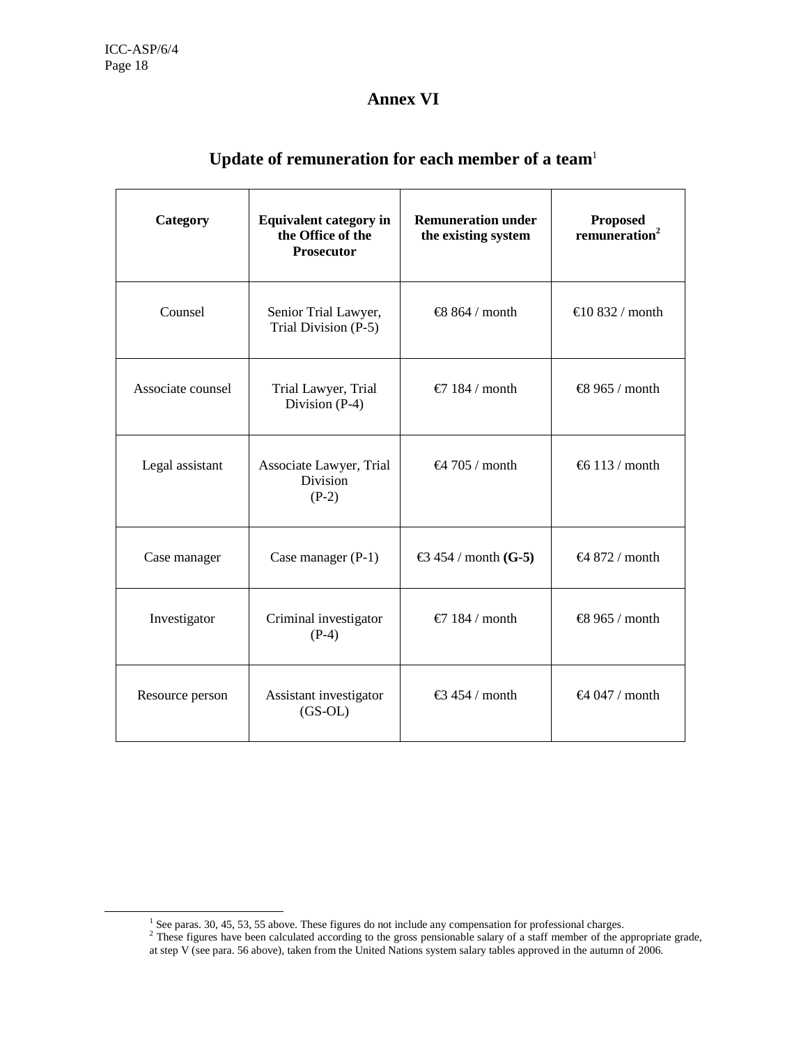# Annex VI

## Update of remuneration for each member of a team[1]

| Category | Equivalent category in the Office of the Prosecutor | Remuneration under the existing system | Proposed remuneration[2] |
|---|---|---|---|
| Counsel | Senior Trial Lawyer, Trial Division (P-5) | €8 864 / month | €10 832 / month |
| Associate counsel | Trial Lawyer, Trial Division (P-4) | €7 184 / month | €8 965 / month |
| Legal assistant | Associate Lawyer, Trial Division (P-2) | €4 705 / month | €6 113 / month |
| Case manager | Case manager (P-1) | €3 454 / month **(G-5)** | €4 872 / month |
| Investigator | Criminal investigator (P-4) | €7 184 / month | €8 965 / month |
| Resource person | Assistant investigator (GS-OL) | €3 454 / month | €4 047 / month |

[1] See paras. 30, 45, 53, 55 above. These figures do not include any compensation for professional charges.

[2] These figures have been calculated according to the gross pensionable salary of a staff member of the appropriate grade, at step V (see para. 56 above), taken from the United Nations system salary tables approved in the autumn of 2006.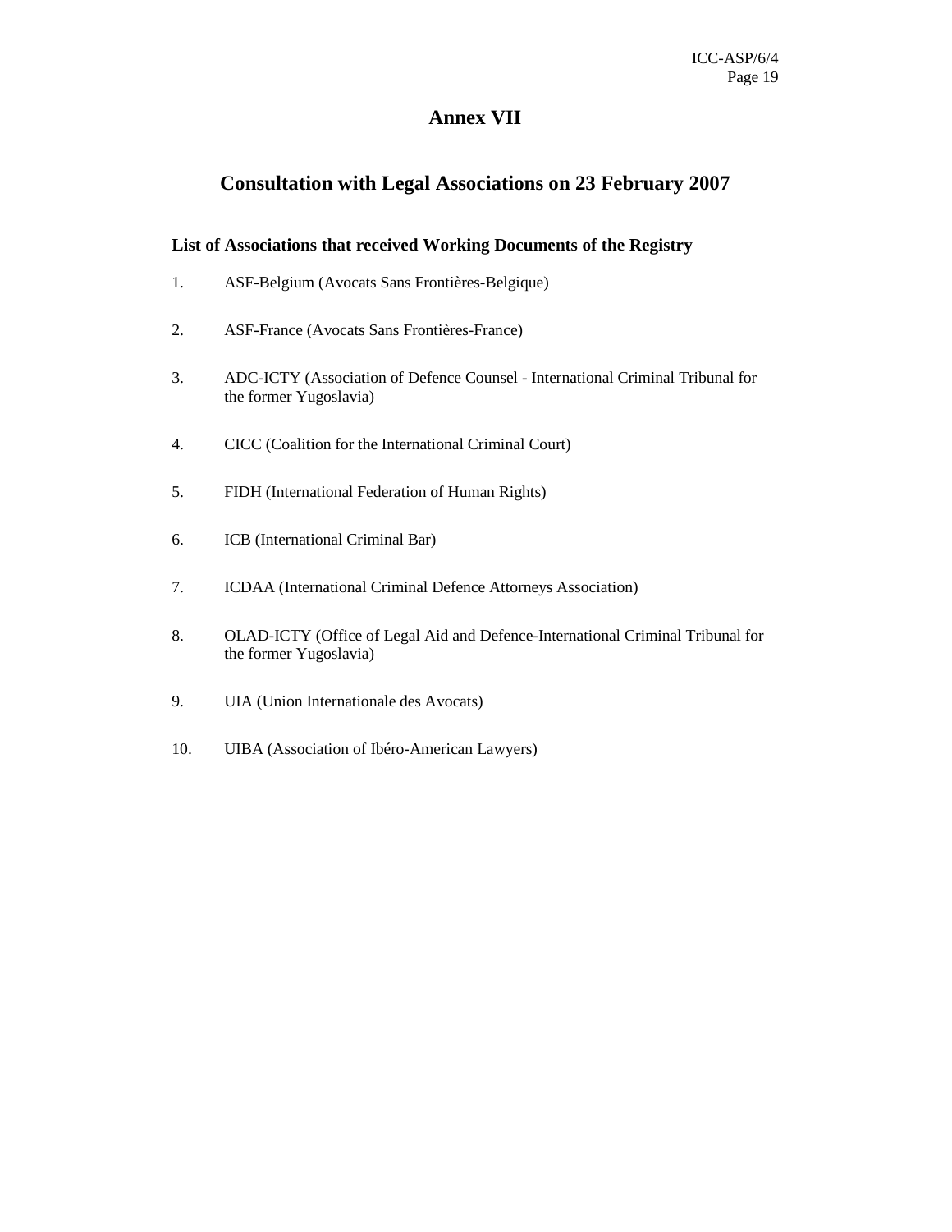# Annex VII

## Consultation with Legal Associations on 23 February 2007

**List of Associations that received Working Documents of the Registry**

1. ASF-Belgium (Avocats Sans Frontières-Belgique)

2. ASF-France (Avocats Sans Frontières-France)

3. ADC-ICTY (Association of Defence Counsel - International Criminal Tribunal for the former Yugoslavia)

4. CICC (Coalition for the International Criminal Court)

5. FIDH (International Federation of Human Rights)

6. ICB (International Criminal Bar)

7. ICDAA (International Criminal Defence Attorneys Association)

8. OLAD-ICTY (Office of Legal Aid and Defence-International Criminal Tribunal for the former Yugoslavia)

9. UIA (Union Internationale des Avocats)

10. UIBA (Association of Ibéro-American Lawyers)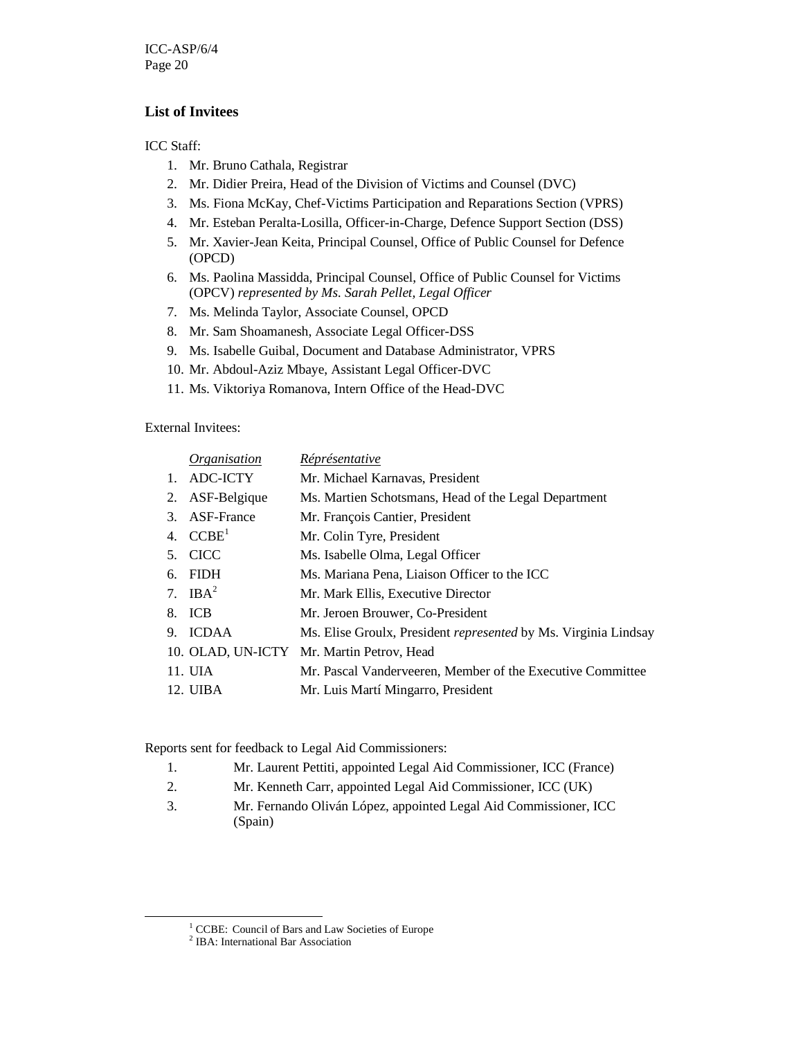### List of Invitees

ICC Staff:

1. Mr. Bruno Cathala, Registrar
2. Mr. Didier Preira, Head of the Division of Victims and Counsel (DVC)
3. Ms. Fiona McKay, Chef-Victims Participation and Reparations Section (VPRS)
4. Mr. Esteban Peralta-Losilla, Officer-in-Charge, Defence Support Section (DSS)
5. Mr. Xavier-Jean Keita, Principal Counsel, Office of Public Counsel for Defence (OPCD)
6. Ms. Paolina Massidda, Principal Counsel, Office of Public Counsel for Victims (OPCV) *represented by Ms. Sarah Pellet, Legal Officer*
7. Ms. Melinda Taylor, Associate Counsel, OPCD
8. Mr. Sam Shoamanesh, Associate Legal Officer-DSS
9. Ms. Isabelle Guibal, Document and Database Administrator, VPRS
10. Mr. Abdoul-Aziz Mbaye, Assistant Legal Officer-DVC
11. Ms. Viktoriya Romanova, Intern Office of the Head-DVC

External Invitees:

| | *Organisation* | *Réprésentative* |
|---|---|---|
| 1. | ADC-ICTY | Mr. Michael Karnavas, President |
| 2. | ASF-Belgique | Ms. Martien Schotsmans, Head of the Legal Department |
| 3. | ASF-France | Mr. François Cantier, President |
| 4. | CCBE[1] | Mr. Colin Tyre, President |
| 5. | CICC | Ms. Isabelle Olma, Legal Officer |
| 6. | FIDH | Ms. Mariana Pena, Liaison Officer to the ICC |
| 7. | IBA[2] | Mr. Mark Ellis, Executive Director |
| 8. | ICB | Mr. Jeroen Brouwer, Co-President |
| 9. | ICDAA | Ms. Elise Groulx, President *represented* by Ms. Virginia Lindsay |
| 10. | OLAD, UN-ICTY | Mr. Martin Petrov, Head |
| 11. | UIA | Mr. Pascal Vanderveeren, Member of the Executive Committee |
| 12. | UIBA | Mr. Luis Martí Mingarro, President |

Reports sent for feedback to Legal Aid Commissioners:

1. Mr. Laurent Pettiti, appointed Legal Aid Commissioner, ICC (France)
2. Mr. Kenneth Carr, appointed Legal Aid Commissioner, ICC (UK)
3. Mr. Fernando Oliván López, appointed Legal Aid Commissioner, ICC (Spain)

---

[1] CCBE: Council of Bars and Law Societies of Europe

[2] IBA: International Bar Association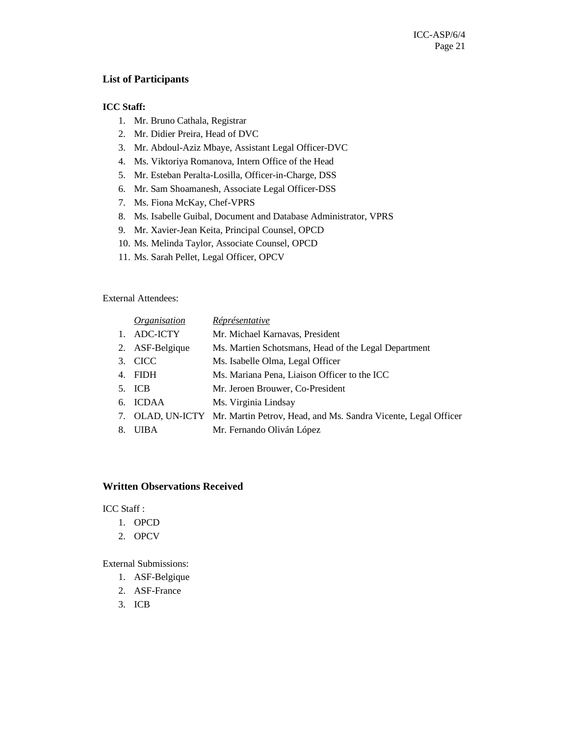### List of Participants

**ICC Staff:**

1. Mr. Bruno Cathala, Registrar
2. Mr. Didier Preira, Head of DVC
3. Mr. Abdoul-Aziz Mbaye, Assistant Legal Officer-DVC
4. Ms. Viktoriya Romanova, Intern Office of the Head
5. Mr. Esteban Peralta-Losilla, Officer-in-Charge, DSS
6. Mr. Sam Shoamanesh, Associate Legal Officer-DSS
7. Ms. Fiona McKay, Chef-VPRS
8. Ms. Isabelle Guibal, Document and Database Administrator, VPRS
9. Mr. Xavier-Jean Keita, Principal Counsel, OPCD
10. Ms. Melinda Taylor, Associate Counsel, OPCD
11. Ms. Sarah Pellet, Legal Officer, OPCV

External Attendees:

| | *Organisation* | *Réprésentative* |
|---|---|---|
| 1. | ADC-ICTY | Mr. Michael Karnavas, President |
| 2. | ASF-Belgique | Ms. Martien Schotsmans, Head of the Legal Department |
| 3. | CICC | Ms. Isabelle Olma, Legal Officer |
| 4. | FIDH | Ms. Mariana Pena, Liaison Officer to the ICC |
| 5. | ICB | Mr. Jeroen Brouwer, Co-President |
| 6. | ICDAA | Ms. Virginia Lindsay |
| 7. | OLAD, UN-ICTY | Mr. Martin Petrov, Head, and Ms. Sandra Vicente, Legal Officer |
| 8. | UIBA | Mr. Fernando Oliván López |

### Written Observations Received

ICC Staff :

1. OPCD
2. OPCV

External Submissions:

1. ASF-Belgique
2. ASF-France
3. ICB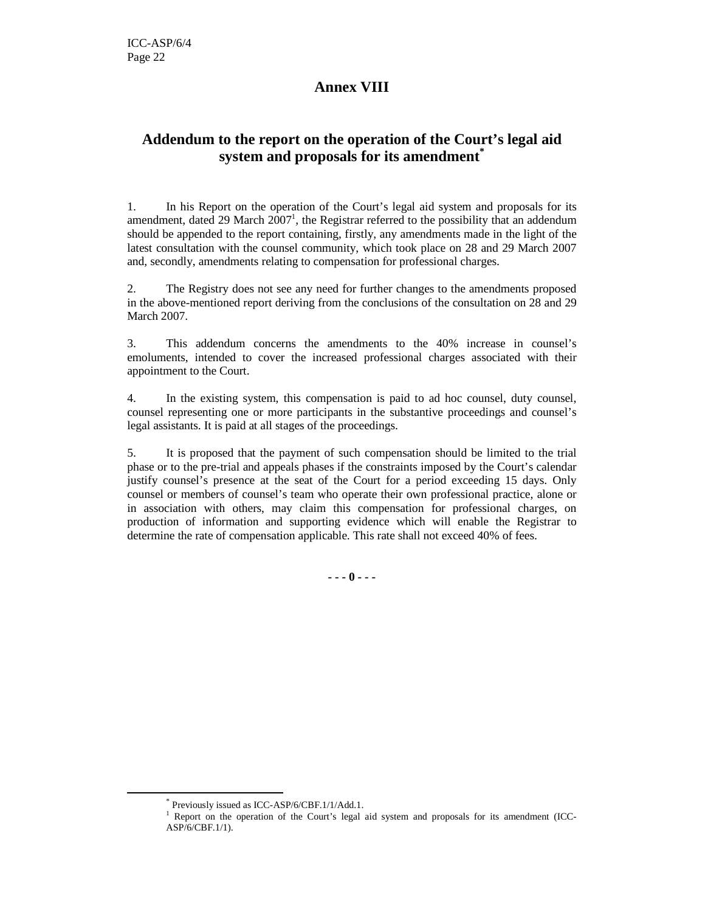# Annex VIII

## Addendum to the report on the operation of the Court's legal aid system and proposals for its amendment*

1. In his Report on the operation of the Court's legal aid system and proposals for its amendment, dated 29 March 2007[1], the Registrar referred to the possibility that an addendum should be appended to the report containing, firstly, any amendments made in the light of the latest consultation with the counsel community, which took place on 28 and 29 March 2007 and, secondly, amendments relating to compensation for professional charges.

2. The Registry does not see any need for further changes to the amendments proposed in the above-mentioned report deriving from the conclusions of the consultation on 28 and 29 March 2007.

3. This addendum concerns the amendments to the 40% increase in counsel's emoluments, intended to cover the increased professional charges associated with their appointment to the Court.

4. In the existing system, this compensation is paid to ad hoc counsel, duty counsel, counsel representing one or more participants in the substantive proceedings and counsel's legal assistants. It is paid at all stages of the proceedings.

5. It is proposed that the payment of such compensation should be limited to the trial phase or to the pre-trial and appeals phases if the constraints imposed by the Court's calendar justify counsel's presence at the seat of the Court for a period exceeding 15 days. Only counsel or members of counsel's team who operate their own professional practice, alone or in association with others, may claim this compensation for professional charges, on production of information and supporting evidence which will enable the Registrar to determine the rate of compensation applicable. This rate shall not exceed 40% of fees.

**- - - 0 - - -**

---

* Previously issued as ICC-ASP/6/CBF.1/1/Add.1.

[1] Report on the operation of the Court's legal aid system and proposals for its amendment (ICC-ASP/6/CBF.1/1).